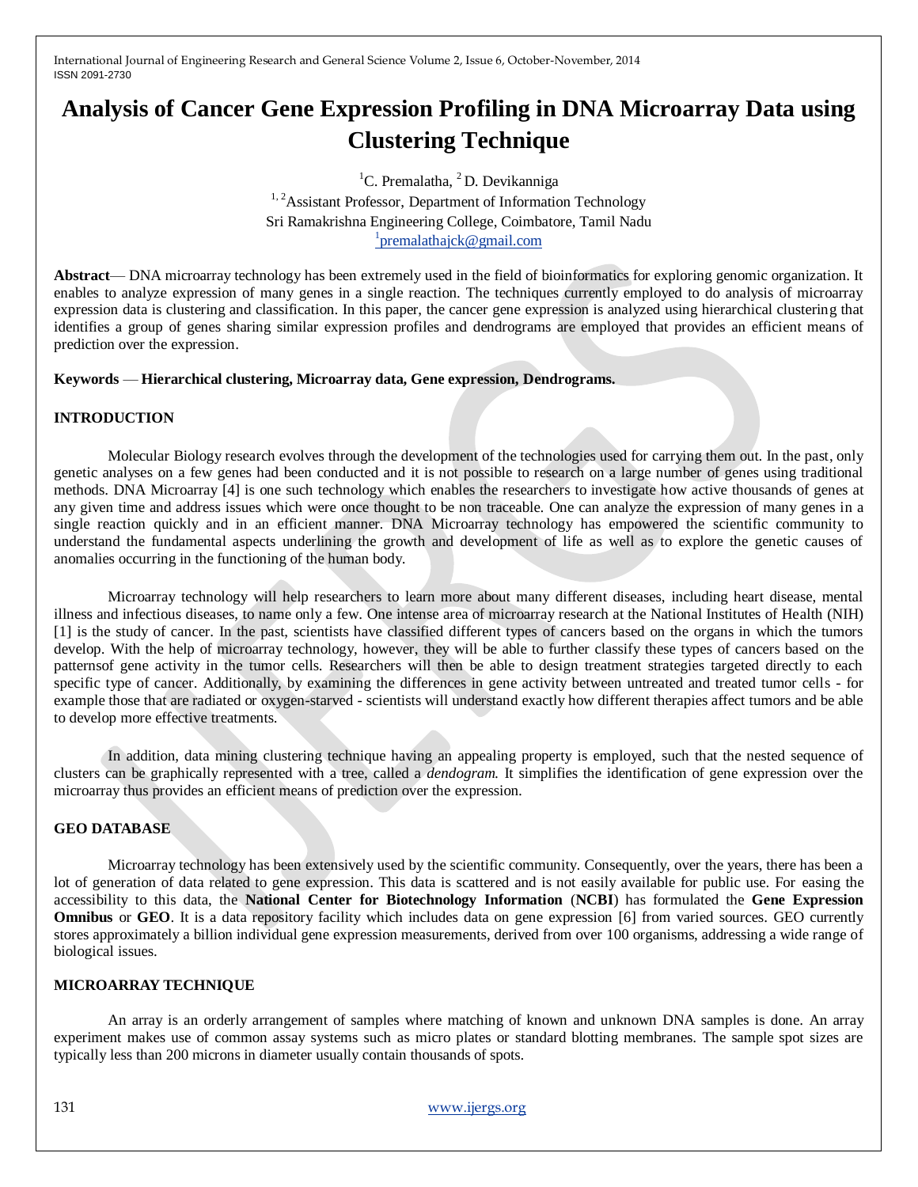# Analysis of Cancer Gene Expression Profiling in DNA Microarray Data using Clustering Technique

[1]C. Premalatha, [2] D. Devikanniga

[1, 2]Assistant Professor, Department of Information Technology

Sri Ramakrishna Engineering College, Coimbatore, Tamil Nadu

[1]premalathajck@gmail.com

**Abstract**— DNA microarray technology has been extremely used in the field of bioinformatics for exploring genomic organization. It enables to analyze expression of many genes in a single reaction. The techniques currently employed to do analysis of microarray expression data is clustering and classification. In this paper, the cancer gene expression is analyzed using hierarchical clustering that identifies a group of genes sharing similar expression profiles and dendrograms are employed that provides an efficient means of prediction over the expression.

**Keywords — Hierarchical clustering, Microarray data, Gene expression, Dendrograms.**

## INTRODUCTION

Molecular Biology research evolves through the development of the technologies used for carrying them out. In the past, only genetic analyses on a few genes had been conducted and it is not possible to research on a large number of genes using traditional methods. DNA Microarray [4] is one such technology which enables the researchers to investigate how active thousands of genes at any given time and address issues which were once thought to be non traceable. One can analyze the expression of many genes in a single reaction quickly and in an efficient manner. DNA Microarray technology has empowered the scientific community to understand the fundamental aspects underlining the growth and development of life as well as to explore the genetic causes of anomalies occurring in the functioning of the human body.

Microarray technology will help researchers to learn more about many different diseases, including heart disease, mental illness and infectious diseases, to name only a few. One intense area of microarray research at the National Institutes of Health (NIH) [1] is the study of cancer. In the past, scientists have classified different types of cancers based on the organs in which the tumors develop. With the help of microarray technology, however, they will be able to further classify these types of cancers based on the patternsof gene activity in the tumor cells. Researchers will then be able to design treatment strategies targeted directly to each specific type of cancer. Additionally, by examining the differences in gene activity between untreated and treated tumor cells - for example those that are radiated or oxygen-starved - scientists will understand exactly how different therapies affect tumors and be able to develop more effective treatments.

In addition, data mining clustering technique having an appealing property is employed, such that the nested sequence of clusters can be graphically represented with a tree, called a *dendogram.* It simplifies the identification of gene expression over the microarray thus provides an efficient means of prediction over the expression.

## GEO DATABASE

Microarray technology has been extensively used by the scientific community. Consequently, over the years, there has been a lot of generation of data related to gene expression. This data is scattered and is not easily available for public use. For easing the accessibility to this data, the **National Center for Biotechnology Information** (**NCBI**) has formulated the **Gene Expression Omnibus** or **GEO**. It is a data repository facility which includes data on gene expression [6] from varied sources. GEO currently stores approximately a billion individual gene expression measurements, derived from over 100 organisms, addressing a wide range of biological issues.

## MICROARRAY TECHNIQUE

An array is an orderly arrangement of samples where matching of known and unknown DNA samples is done. An array experiment makes use of common assay systems such as micro plates or standard blotting membranes. The sample spot sizes are typically less than 200 microns in diameter usually contain thousands of spots.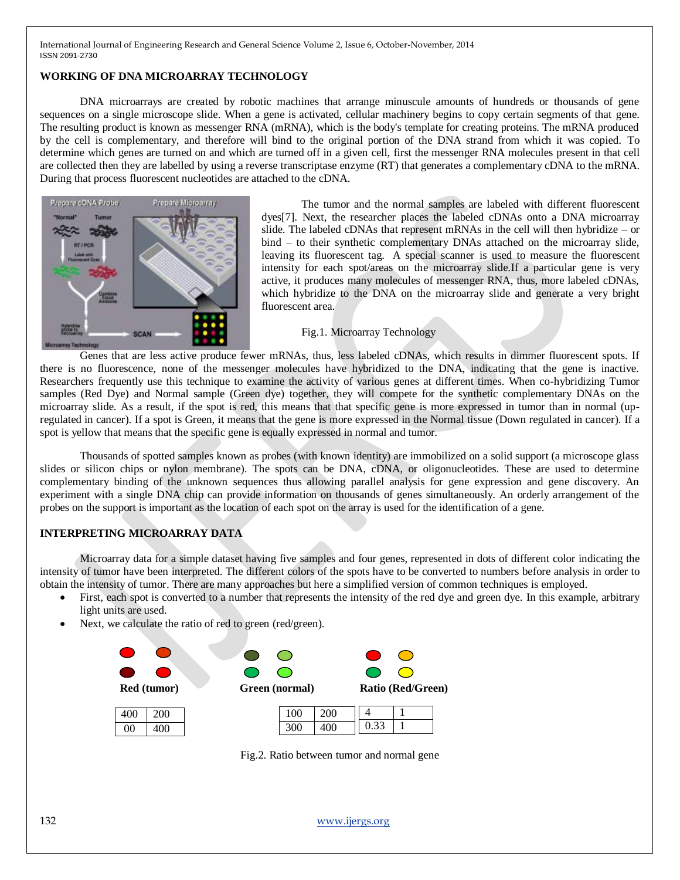## WORKING OF DNA MICROARRAY TECHNOLOGY

DNA microarrays are created by robotic machines that arrange minuscule amounts of hundreds or thousands of gene sequences on a single microscope slide. When a gene is activated, cellular machinery begins to copy certain segments of that gene. The resulting product is known as messenger RNA (mRNA), which is the body's template for creating proteins. The mRNA produced by the cell is complementary, and therefore will bind to the original portion of the DNA strand from which it was copied. To determine which genes are turned on and which are turned off in a given cell, first the messenger RNA molecules present in that cell are collected then they are labelled by using a reverse transcriptase enzyme (RT) that generates a complementary cDNA to the mRNA. During that process fluorescent nucleotides are attached to the cDNA.

The tumor and the normal samples are labeled with different fluorescent dyes[7]. Next, the researcher places the labeled cDNAs onto a DNA microarray slide. The labeled cDNAs that represent mRNAs in the cell will then hybridize – or bind – to their synthetic complementary DNAs attached on the microarray slide, leaving its fluorescent tag. A special scanner is used to measure the fluorescent intensity for each spot/areas on the microarray slide.If a particular gene is very active, it produces many molecules of messenger RNA, thus, more labeled cDNAs, which hybridize to the DNA on the microarray slide and generate a very bright fluorescent area.

Fig.1. Microarray Technology

Genes that are less active produce fewer mRNAs, thus, less labeled cDNAs, which results in dimmer fluorescent spots. If there is no fluorescence, none of the messenger molecules have hybridized to the DNA, indicating that the gene is inactive. Researchers frequently use this technique to examine the activity of various genes at different times. When co-hybridizing Tumor samples (Red Dye) and Normal sample (Green dye) together, they will compete for the synthetic complementary DNAs on the microarray slide. As a result, if the spot is red, this means that that specific gene is more expressed in tumor than in normal (up-regulated in cancer). If a spot is Green, it means that the gene is more expressed in the Normal tissue (Down regulated in cancer). If a spot is yellow that means that the specific gene is equally expressed in normal and tumor.

Thousands of spotted samples known as probes (with known identity) are immobilized on a solid support (a microscope glass slides or silicon chips or nylon membrane). The spots can be DNA, cDNA, or oligonucleotides. These are used to determine complementary binding of the unknown sequences thus allowing parallel analysis for gene expression and gene discovery. An experiment with a single DNA chip can provide information on thousands of genes simultaneously. An orderly arrangement of the probes on the support is important as the location of each spot on the array is used for the identification of a gene.

## INTERPRETING MICROARRAY DATA

Microarray data for a simple dataset having five samples and four genes, represented in dots of different color indicating the intensity of tumor have been interpreted. The different colors of the spots have to be converted to numbers before analysis in order to obtain the intensity of tumor. There are many approaches but here a simplified version of common techniques is employed.

- First, each spot is converted to a number that represents the intensity of the red dye and green dye. In this example, arbitrary light units are used.
- Next, we calculate the ratio of red to green (red/green).

**Red (tumor)**

| | |
|---|---|
| 400 | 200 |
| 00 | 400 |

**Green (normal)**

| | |
|---|---|
| 100 | 200 |
| 300 | 400 |

**Ratio (Red/Green)**

| | |
|---|---|
| 4 | 1 |
| 0.33 | 1 |

Fig.2. Ratio between tumor and normal gene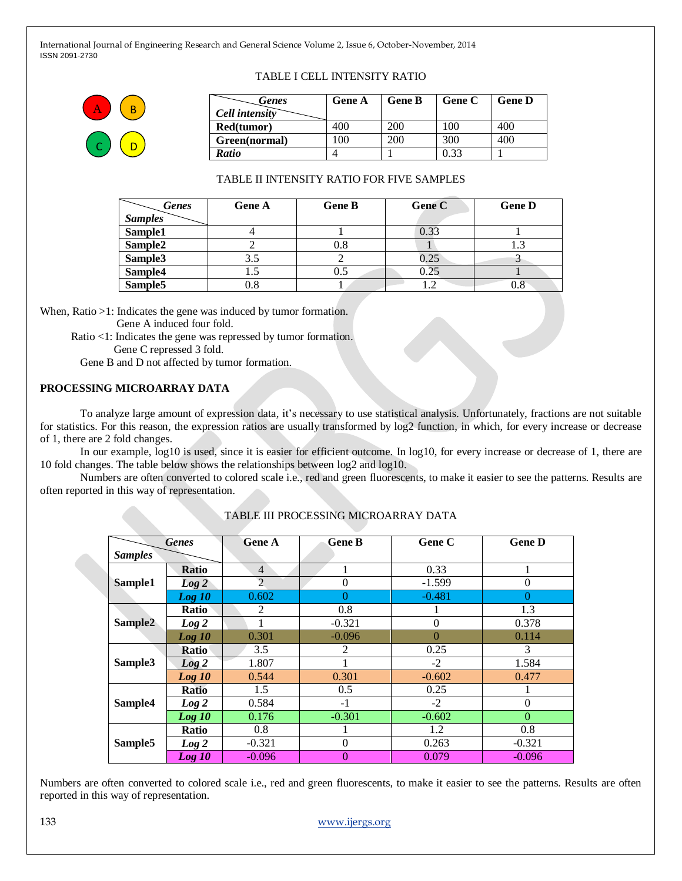TABLE I CELL INTENSITY RATIO

| Genes / Cell intensity | Gene A | Gene B | Gene C | Gene D |
|---|---|---|---|---|
| **Red(tumor)** | 400 | 200 | 100 | 400 |
| **Green(normal)** | 100 | 200 | 300 | 400 |
| ***Ratio*** | 4 | 1 | 0.33 | 1 |

TABLE II INTENSITY RATIO FOR FIVE SAMPLES

| Genes / Samples | Gene A | Gene B | Gene C | Gene D |
|---|---|---|---|---|
| **Sample1** | 4 | 1 | 0.33 | 1 |
| **Sample2** | 2 | 0.8 | 1 | 1.3 |
| **Sample3** | 3.5 | 2 | 0.25 | 3 |
| **Sample4** | 1.5 | 0.5 | 0.25 | 1 |
| **Sample5** | 0.8 | 1 | 1.2 | 0.8 |

When, Ratio >1: Indicates the gene was induced by tumor formation.
Gene A induced four fold.
Ratio <1: Indicates the gene was repressed by tumor formation.
Gene C repressed 3 fold.
Gene B and D not affected by tumor formation.

## PROCESSING MICROARRAY DATA

To analyze large amount of expression data, it's necessary to use statistical analysis. Unfortunately, fractions are not suitable for statistics. For this reason, the expression ratios are usually transformed by log2 function, in which, for every increase or decrease of 1, there are 2 fold changes.

In our example, log10 is used, since it is easier for efficient outcome. In log10, for every increase or decrease of 1, there are 10 fold changes. The table below shows the relationships between log2 and log10.

Numbers are often converted to colored scale i.e., red and green fluorescents, to make it easier to see the patterns. Results are often reported in this way of representation.

TABLE III PROCESSING MICROARRAY DATA

| Genes / Samples | | Gene A | Gene B | Gene C | Gene D |
|---|---|---|---|---|---|
| **Sample1** | **Ratio** | 4 | 1 | 0.33 | 1 |
| | ***Log 2*** | 2 | 0 | -1.599 | 0 |
| | ***Log 10*** | 0.602 | 0 | -0.481 | 0 |
| **Sample2** | **Ratio** | 2 | 0.8 | 1 | 1.3 |
| | ***Log 2*** | 1 | -0.321 | 0 | 0.378 |
| | ***Log 10*** | 0.301 | -0.096 | 0 | 0.114 |
| **Sample3** | **Ratio** | 3.5 | 2 | 0.25 | 3 |
| | ***Log 2*** | 1.807 | 1 | -2 | 1.584 |
| | ***Log 10*** | 0.544 | 0.301 | -0.602 | 0.477 |
| **Sample4** | **Ratio** | 1.5 | 0.5 | 0.25 | 1 |
| | ***Log 2*** | 0.584 | -1 | -2 | 0 |
| | ***Log 10*** | 0.176 | -0.301 | -0.602 | 0 |
| **Sample5** | **Ratio** | 0.8 | 1 | 1.2 | 0.8 |
| | ***Log 2*** | -0.321 | 0 | 0.263 | -0.321 |
| | ***Log 10*** | -0.096 | 0 | 0.079 | -0.096 |

Numbers are often converted to colored scale i.e., red and green fluorescents, to make it easier to see the patterns. Results are often reported in this way of representation.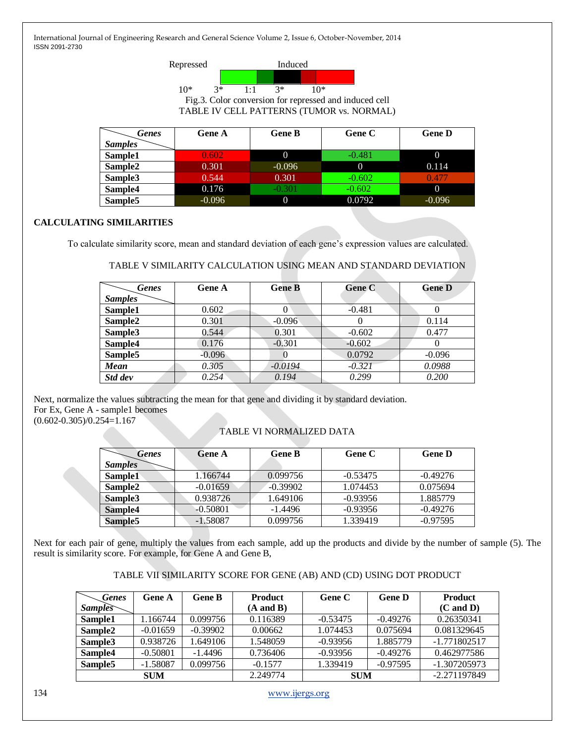| Repressed | | | Induced | |
|---|---|---|---|---|
| 10* | 3* | 1:1 | 3* | 10* |

Fig.3. Color conversion for repressed and induced cell

TABLE IV CELL PATTERNS (TUMOR vs. NORMAL)

| Samples \ Genes | Gene A | Gene B | Gene C | Gene D |
|---|---|---|---|---|
| **Sample1** | 0.602 | 0 | -0.481 | 0 |
| **Sample2** | 0.301 | -0.096 | 0 | 0.114 |
| **Sample3** | 0.544 | 0.301 | -0.602 | 0.477 |
| **Sample4** | 0.176 | -0.301 | -0.602 | 0 |
| **Sample5** | -0.096 | 0 | 0.0792 | -0.096 |

**CALCULATING SIMILARITIES**

To calculate similarity score, mean and standard deviation of each gene's expression values are calculated.

TABLE V SIMILARITY CALCULATION USING MEAN AND STANDARD DEVIATION

| Samples \ Genes | Gene A | Gene B | Gene C | Gene D |
|---|---|---|---|---|
| **Sample1** | 0.602 | 0 | -0.481 | 0 |
| **Sample2** | 0.301 | -0.096 | 0 | 0.114 |
| **Sample3** | 0.544 | 0.301 | -0.602 | 0.477 |
| **Sample4** | 0.176 | -0.301 | -0.602 | 0 |
| **Sample5** | -0.096 | 0 | 0.0792 | -0.096 |
| ***Mean*** | *0.305* | *-0.0194* | *-0.321* | *0.0988* |
| ***Std dev*** | *0.254* | *0.194* | *0.299* | *0.200* |

Next, normalize the values subtracting the mean for that gene and dividing it by standard deviation.
For Ex, Gene A - sample1 becomes
(0.602-0.305)/0.254=1.167

TABLE VI NORMALIZED DATA

| Samples \ Genes | Gene A | Gene B | Gene C | Gene D |
|---|---|---|---|---|
| **Sample1** | 1.166744 | 0.099756 | -0.53475 | -0.49276 |
| **Sample2** | -0.01659 | -0.39902 | 1.074453 | 0.075694 |
| **Sample3** | 0.938726 | 1.649106 | -0.93956 | 1.885779 |
| **Sample4** | -0.50801 | -1.4496 | -0.93956 | -0.49276 |
| **Sample5** | -1.58087 | 0.099756 | 1.339419 | -0.97595 |

Next for each pair of gene, multiply the values from each sample, add up the products and divide by the number of sample (5). The result is similarity score. For example, for Gene A and Gene B,

TABLE VII SIMILARITY SCORE FOR GENE (AB) AND (CD) USING DOT PRODUCT

| Samples \ Genes | Gene A | Gene B | Product (A and B) | Gene C | Gene D | Product (C and D) |
|---|---|---|---|---|---|---|
| **Sample1** | 1.166744 | 0.099756 | 0.116389 | -0.53475 | -0.49276 | 0.26350341 |
| **Sample2** | -0.01659 | -0.39902 | 0.00662 | 1.074453 | 0.075694 | 0.081329645 |
| **Sample3** | 0.938726 | 1.649106 | 1.548059 | -0.93956 | 1.885779 | -1.771802517 |
| **Sample4** | -0.50801 | -1.4496 | 0.736406 | -0.93956 | -0.49276 | 0.462977586 |
| **Sample5** | -1.58087 | 0.099756 | -0.1577 | 1.339419 | -0.97595 | -1.307205973 |
| **SUM** | | | 2.249774 | **SUM** | | -2.271197849 |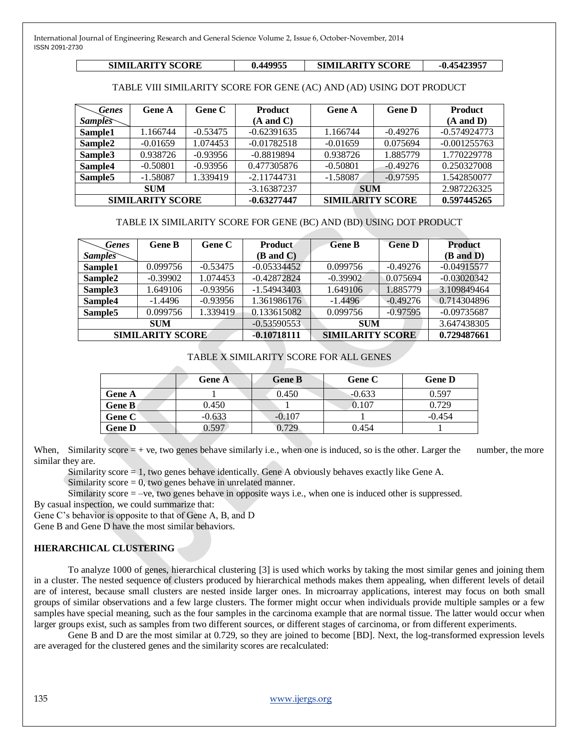| SIMILARITY SCORE | 0.449955 | SIMILARITY SCORE | -0.45423957 |
|---|---|---|---|

TABLE VIII SIMILARITY SCORE FOR GENE (AC) AND (AD) USING DOT PRODUCT

| Genes / Samples | Gene A | Gene C | Product (A and C) | Gene A | Gene D | Product (A and D) |
|---|---|---|---|---|---|---|
| **Sample1** | 1.166744 | -0.53475 | -0.62391635 | 1.166744 | -0.49276 | -0.574924773 |
| **Sample2** | -0.01659 | 1.074453 | -0.01782518 | -0.01659 | 0.075694 | -0.001255763 |
| **Sample3** | 0.938726 | -0.93956 | -0.8819894 | 0.938726 | 1.885779 | 1.770229778 |
| **Sample4** | -0.50801 | -0.93956 | 0.477305876 | -0.50801 | -0.49276 | 0.250327008 |
| **Sample5** | -1.58087 | 1.339419 | -2.11744731 | -1.58087 | -0.97595 | 1.542850077 |
| **SUM** | | | -3.16387237 | **SUM** | | 2.987226325 |
| **SIMILARITY SCORE** | | | **-0.63277447** | **SIMILARITY SCORE** | | **0.597445265** |

TABLE IX SIMILARITY SCORE FOR GENE (BC) AND (BD) USING DOT PRODUCT

| Genes / Samples | Gene B | Gene C | Product (B and C) | Gene B | Gene D | Product (B and D) |
|---|---|---|---|---|---|---|
| **Sample1** | 0.099756 | -0.53475 | -0.05334452 | 0.099756 | -0.49276 | -0.04915577 |
| **Sample2** | -0.39902 | 1.074453 | -0.42872824 | -0.39902 | 0.075694 | -0.03020342 |
| **Sample3** | 1.649106 | -0.93956 | -1.54943403 | 1.649106 | 1.885779 | 3.109849464 |
| **Sample4** | -1.4496 | -0.93956 | 1.361986176 | -1.4496 | -0.49276 | 0.714304896 |
| **Sample5** | 0.099756 | 1.339419 | 0.133615082 | 0.099756 | -0.97595 | -0.09735687 |
| **SUM** | | | -0.53590553 | **SUM** | | 3.647438305 |
| **SIMILARITY SCORE** | | | **-0.10718111** | **SIMILARITY SCORE** | | **0.729487661** |

TABLE X SIMILARITY SCORE FOR ALL GENES

| | Gene A | Gene B | Gene C | Gene D |
|---|---|---|---|---|
| **Gene A** | 1 | 0.450 | -0.633 | 0.597 |
| **Gene B** | 0.450 | 1 | 0.107 | 0.729 |
| **Gene C** | -0.633 | -0.107 | 1 | -0.454 |
| **Gene D** | 0.597 | 0.729 | 0.454 | 1 |

When, Similarity score = + ve, two genes behave similarly i.e., when one is induced, so is the other. Larger the number, the more similar they are.

Similarity score = 1, two genes behave identically. Gene A obviously behaves exactly like Gene A.

Similarity score = 0, two genes behave in unrelated manner.

Similarity score = –ve, two genes behave in opposite ways i.e., when one is induced other is suppressed.

By casual inspection, we could summarize that:

Gene C's behavior is opposite to that of Gene A, B, and D

Gene B and Gene D have the most similar behaviors.

## HIERARCHICAL CLUSTERING

To analyze 1000 of genes, hierarchical clustering [3] is used which works by taking the most similar genes and joining them in a cluster. The nested sequence of clusters produced by hierarchical methods makes them appealing, when different levels of detail are of interest, because small clusters are nested inside larger ones. In microarray applications, interest may focus on both small groups of similar observations and a few large clusters. The former might occur when individuals provide multiple samples or a few samples have special meaning, such as the four samples in the carcinoma example that are normal tissue. The latter would occur when larger groups exist, such as samples from two different sources, or different stages of carcinoma, or from different experiments.

Gene B and D are the most similar at 0.729, so they are joined to become [BD]. Next, the log-transformed expression levels are averaged for the clustered genes and the similarity scores are recalculated: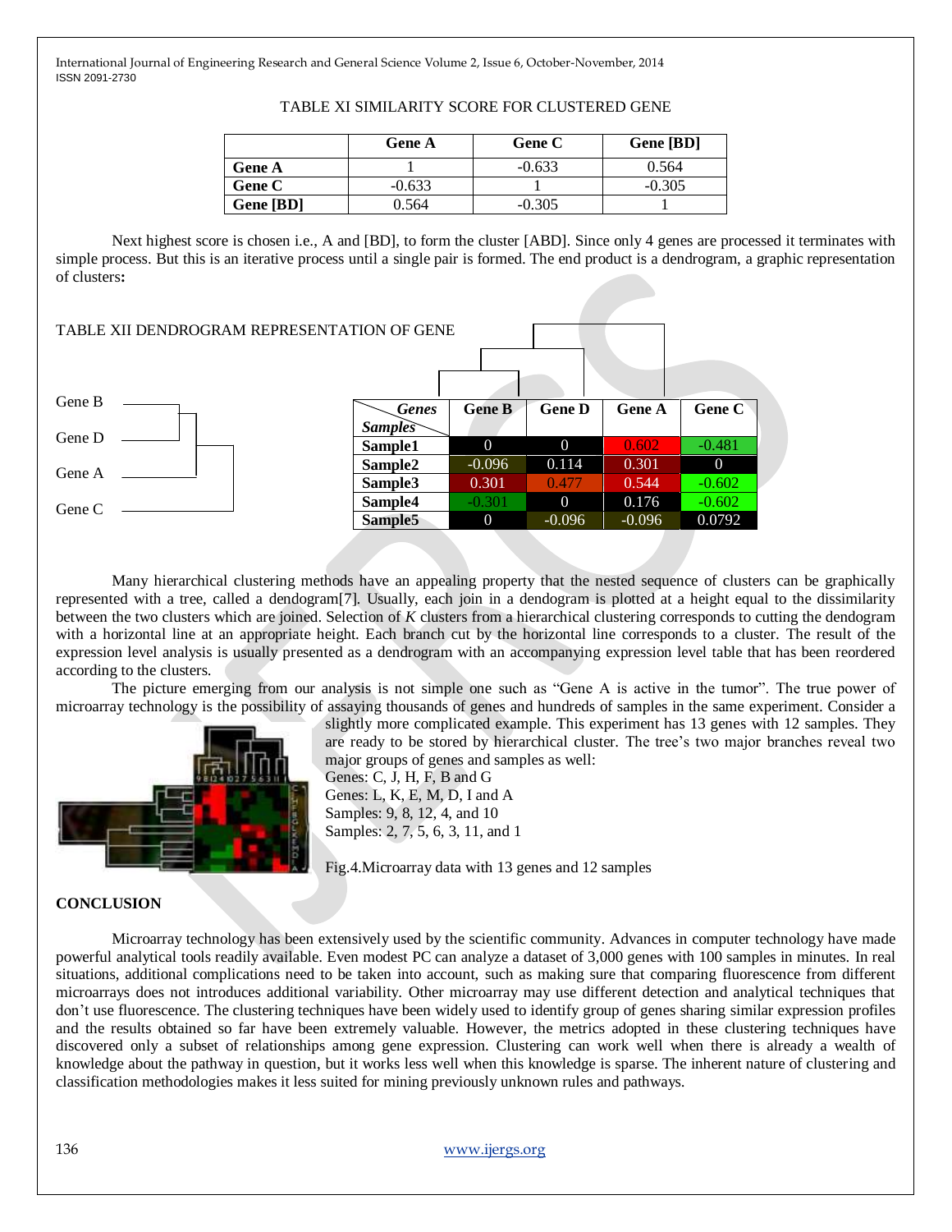TABLE XI SIMILARITY SCORE FOR CLUSTERED GENE

| | Gene A | Gene C | Gene [BD] |
|---|---|---|---|
| **Gene A** | 1 | -0.633 | 0.564 |
| **Gene C** | -0.633 | 1 | -0.305 |
| **Gene [BD]** | 0.564 | -0.305 | 1 |

Next highest score is chosen i.e., A and [BD], to form the cluster [ABD]. Since only 4 genes are processed it terminates with simple process. But this is an iterative process until a single pair is formed. The end product is a dendrogram, a graphic representation of clusters**:**

TABLE XII DENDROGRAM REPRESENTATION OF GENE

| *Genes* / *Samples* | Gene B | Gene D | Gene A | Gene C |
|---|---|---|---|---|
| **Sample1** | 0 | 0 | 0.602 | -0.481 |
| **Sample2** | -0.096 | 0.114 | 0.301 | 0 |
| **Sample3** | 0.301 | 0.477 | 0.544 | -0.602 |
| **Sample4** | -0.301 | 0 | 0.176 | -0.602 |
| **Sample5** | 0 | -0.096 | -0.096 | 0.0792 |

Many hierarchical clustering methods have an appealing property that the nested sequence of clusters can be graphically represented with a tree, called a dendogram[7]. Usually, each join in a dendogram is plotted at a height equal to the dissimilarity between the two clusters which are joined. Selection of *K* clusters from a hierarchical clustering corresponds to cutting the dendogram with a horizontal line at an appropriate height. Each branch cut by the horizontal line corresponds to a cluster. The result of the expression level analysis is usually presented as a dendrogram with an accompanying expression level table that has been reordered according to the clusters.

The picture emerging from our analysis is not simple one such as "Gene A is active in the tumor". The true power of microarray technology is the possibility of assaying thousands of genes and hundreds of samples in the same experiment. Consider a slightly more complicated example. This experiment has 13 genes with 12 samples. They are ready to be stored by hierarchical cluster. The tree's two major branches reveal two major groups of genes and samples as well:

Genes: C, J, H, F, B and G

Genes: L, K, E, M, D, I and A

Samples: 9, 8, 12, 4, and 10

Samples: 2, 7, 5, 6, 3, 11, and 1

Fig.4.Microarray data with 13 genes and 12 samples

## CONCLUSION

Microarray technology has been extensively used by the scientific community. Advances in computer technology have made powerful analytical tools readily available. Even modest PC can analyze a dataset of 3,000 genes with 100 samples in minutes. In real situations, additional complications need to be taken into account, such as making sure that comparing fluorescence from different microarrays does not introduces additional variability. Other microarray may use different detection and analytical techniques that don't use fluorescence. The clustering techniques have been widely used to identify group of genes sharing similar expression profiles and the results obtained so far have been extremely valuable. However, the metrics adopted in these clustering techniques have discovered only a subset of relationships among gene expression. Clustering can work well when there is already a wealth of knowledge about the pathway in question, but it works less well when this knowledge is sparse. The inherent nature of clustering and classification methodologies makes it less suited for mining previously unknown rules and pathways.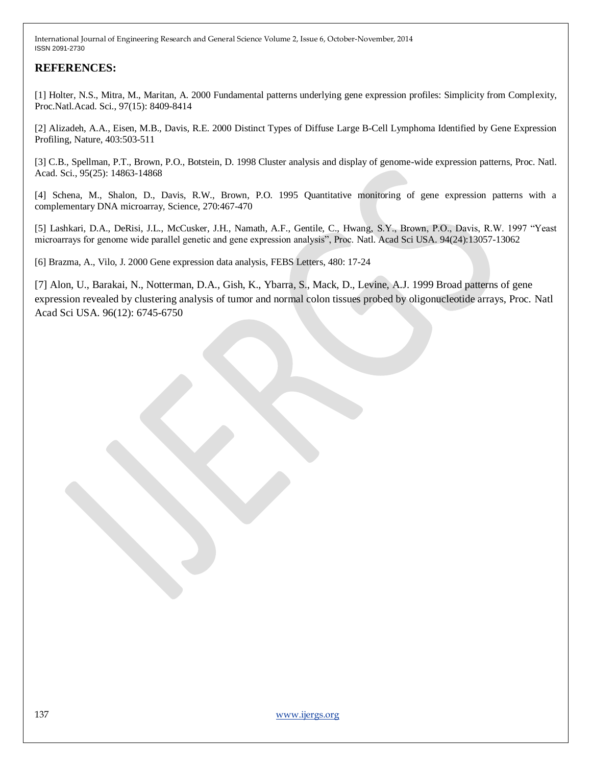## REFERENCES:

[1] Holter, N.S., Mitra, M., Maritan, A. 2000 Fundamental patterns underlying gene expression profiles: Simplicity from Complexity, Proc.Natl.Acad. Sci., 97(15): 8409-8414

[2] Alizadeh, A.A., Eisen, M.B., Davis, R.E. 2000 Distinct Types of Diffuse Large B-Cell Lymphoma Identified by Gene Expression Profiling, Nature, 403:503-511

[3] C.B., Spellman, P.T., Brown, P.O., Botstein, D. 1998 Cluster analysis and display of genome-wide expression patterns, Proc. Natl. Acad. Sci., 95(25): 14863-14868

[4] Schena, M., Shalon, D., Davis, R.W., Brown, P.O. 1995 Quantitative monitoring of gene expression patterns with a complementary DNA microarray, Science, 270:467-470

[5] Lashkari, D.A., DeRisi, J.L., McCusker, J.H., Namath, A.F., Gentile, C., Hwang, S.Y., Brown, P.O., Davis, R.W. 1997 "Yeast microarrays for genome wide parallel genetic and gene expression analysis", Proc. Natl. Acad Sci USA. 94(24):13057-13062

[6] Brazma, A., Vilo, J. 2000 Gene expression data analysis, FEBS Letters, 480: 17-24

[7] Alon, U., Barakai, N., Notterman, D.A., Gish, K., Ybarra, S., Mack, D., Levine, A.J. 1999 Broad patterns of gene expression revealed by clustering analysis of tumor and normal colon tissues probed by oligonucleotide arrays, Proc. Natl Acad Sci USA. 96(12): 6745-6750